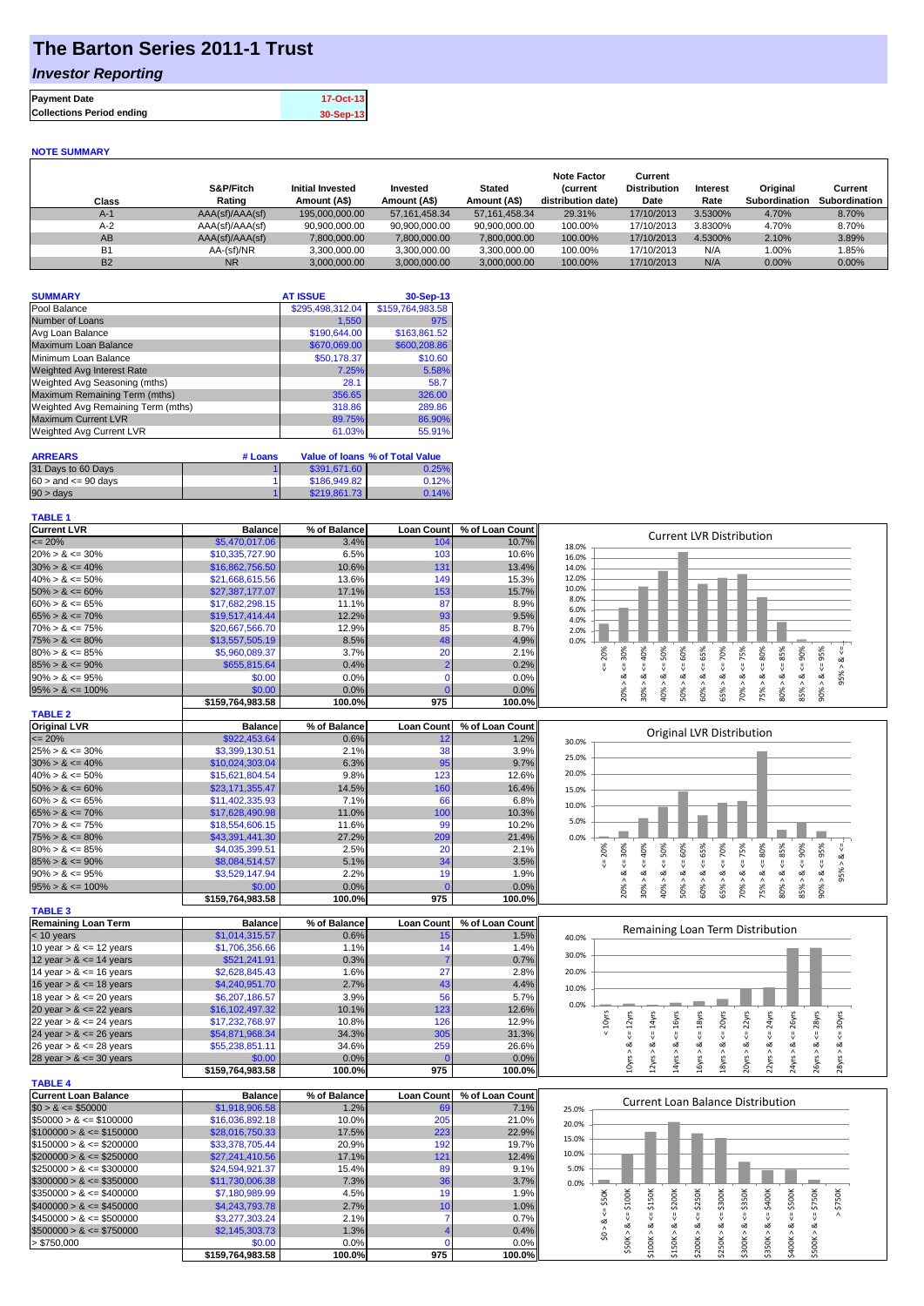# The Barton Series 2011-1 Trust

## *Investor Reporting*

| | |
|---|---|
| **Payment Date** | 17-Oct-13 |
| **Collections Period ending** | 30-Sep-13 |

### NOTE SUMMARY

| Class | S&P/Fitch Rating | Initial Invested Amount (A$) | Invested Amount (A$) | Stated Amount (A$) | Note Factor (current distribution date) | Current Distribution Date | Interest Rate | Original Subordination | Current Subordination |
|---|---|---|---|---|---|---|---|---|---|
| A-1 | AAA(sf)/AAA(sf) | 195,000,000.00 | 57,161,458.34 | 57,161,458.34 | 29.31% | 17/10/2013 | 3.5300% | 4.70% | 8.70% |
| A-2 | AAA(sf)/AAA(sf) | 90,900,000.00 | 90,900,000.00 | 90,900,000.00 | 100.00% | 17/10/2013 | 3.8300% | 4.70% | 8.70% |
| AB | AAA(sf)/AAA(sf) | 7,800,000.00 | 7,800,000.00 | 7,800,000.00 | 100.00% | 17/10/2013 | 4.5300% | 2.10% | 3.89% |
| B1 | AA-(sf)/NR | 3,300,000.00 | 3,300,000.00 | 3,300,000.00 | 100.00% | 17/10/2013 | N/A | 1.00% | 1.85% |
| B2 | NR | 3,000,000.00 | 3,000,000.00 | 3,000,000.00 | 100.00% | 17/10/2013 | N/A | 0.00% | 0.00% |

| SUMMARY | AT ISSUE | 30-Sep-13 |
|---|---|---|
| Pool Balance | $295,498,312.04 | $159,764,983.58 |
| Number of Loans | 1,550 | 975 |
| Avg Loan Balance | $190,644.00 | $163,861.52 |
| Maximum Loan Balance | $670,069.00 | $600,208.86 |
| Minimum Loan Balance | $50,178.37 | $10.60 |
| Weighted Avg Interest Rate | 7.25% | 5.58% |
| Weighted Avg Seasoning (mths) | 28.1 | 58.7 |
| Maximum Remaining Term (mths) | 356.65 | 326.00 |
| Weighted Avg Remaining Term (mths) | 318.86 | 289.86 |
| Maximum Current LVR | 89.75% | 86.90% |
| Weighted Avg Current LVR | 61.03% | 55.91% |

| ARREARS | # Loans | Value of loans | % of Total Value |
|---|---|---|---|
| 31 Days to 60 Days | 1 | $391,671.60 | 0.25% |
| 60 > and <= 90 days | 1 | $186,949.82 | 0.12% |
| 90 > days | 1 | $219,861.73 | 0.14% |

**TABLE 1**

| Current LVR | Balance | % of Balance | Loan Count | % of Loan Count |
|---|---|---|---|---|
| <= 20% | $5,470,017.06 | 3.4% | 104 | 10.7% |
| 20% > & <= 30% | $10,335,727.90 | 6.5% | 103 | 10.6% |
| 30% > & <= 40% | $16,862,756.50 | 10.6% | 131 | 13.4% |
| 40% > & <= 50% | $21,668,615.56 | 13.6% | 149 | 15.3% |
| 50% > & <= 60% | $27,387,177.07 | 17.1% | 153 | 15.7% |
| 60% > & <= 65% | $17,682,298.15 | 11.1% | 87 | 8.9% |
| 65% > & <= 70% | $19,517,414.44 | 12.2% | 93 | 9.5% |
| 70% > & <= 75% | $20,667,566.70 | 12.9% | 85 | 8.7% |
| 75% > & <= 80% | $13,557,505.19 | 8.5% | 48 | 4.9% |
| 80% > & <= 85% | $5,960,089.37 | 3.7% | 20 | 2.1% |
| 85% > & <= 90% | $655,815.64 | 0.4% | 2 | 0.2% |
| 90% > & <= 95% | $0.00 | 0.0% | 0 | 0.0% |
| 95% > & <= 100% | $0.00 | 0.0% | 0 | 0.0% |
| | $159,764,983.58 | 100.0% | 975 | 100.0% |

**TABLE 2**

| Original LVR | Balance | % of Balance | Loan Count | % of Loan Count |
|---|---|---|---|---|
| <= 20% | $922,453.64 | 0.6% | 12 | 1.2% |
| 25% > & <= 30% | $3,399,130.51 | 2.1% | 38 | 3.9% |
| 30% > & <= 40% | $10,024,303.04 | 6.3% | 95 | 9.7% |
| 40% > & <= 50% | $15,621,804.54 | 9.8% | 123 | 12.6% |
| 50% > & <= 60% | $23,171,355.47 | 14.5% | 160 | 16.4% |
| 60% > & <= 65% | $11,402,335.93 | 7.1% | 66 | 6.8% |
| 65% > & <= 70% | $17,628,490.98 | 11.0% | 100 | 10.3% |
| 70% > & <= 75% | $18,554,606.15 | 11.6% | 99 | 10.2% |
| 75% > & <= 80% | $43,391,441.30 | 27.2% | 209 | 21.4% |
| 80% > & <= 85% | $4,035,399.51 | 2.5% | 20 | 2.1% |
| 85% > & <= 90% | $8,084,514.57 | 5.1% | 34 | 3.5% |
| 90% > & <= 95% | $3,529,147.94 | 2.2% | 19 | 1.9% |
| 95% > & <= 100% | $0.00 | 0.0% | 0 | 0.0% |
| | $159,764,983.58 | 100.0% | 975 | 100.0% |

**TABLE 3**

| Remaining Loan Term | Balance | % of Balance | Loan Count | % of Loan Count |
|---|---|---|---|---|
| < 10 years | $1,014,315.57 | 0.6% | 15 | 1.5% |
| 10 year > & <= 12 years | $1,706,356.66 | 1.1% | 14 | 1.4% |
| 12 year > & <= 14 years | $521,241.91 | 0.3% | 7 | 0.7% |
| 14 year > & <= 16 years | $2,628,845.43 | 1.6% | 27 | 2.8% |
| 16 year > & <= 18 years | $4,240,951.70 | 2.7% | 43 | 4.4% |
| 18 year > & <= 20 years | $6,207,186.57 | 3.9% | 56 | 5.7% |
| 20 year > & <= 22 years | $16,102,497.32 | 10.1% | 123 | 12.6% |
| 22 year > & <= 24 years | $17,232,768.97 | 10.8% | 126 | 12.9% |
| 24 year > & <= 26 years | $54,871,968.34 | 34.3% | 305 | 31.3% |
| 26 year > & <= 28 years | $55,238,851.11 | 34.6% | 259 | 26.6% |
| 28 year > & <= 30 years | $0.00 | 0.0% | 0 | 0.0% |
| | $159,764,983.58 | 100.0% | 975 | 100.0% |

**TABLE 4**

| Current Loan Balance | Balance | % of Balance | Loan Count | % of Loan Count |
|---|---|---|---|---|
| $0 > & <= $50000 | $1,918,906.58 | 1.2% | 69 | 7.1% |
| $50000 > & <= $100000 | $16,036,892.18 | 10.0% | 205 | 21.0% |
| $100000 > & <= $150000 | $28,016,750.33 | 17.5% | 223 | 22.9% |
| $150000 > & <= $200000 | $33,378,705.44 | 20.9% | 192 | 19.7% |
| $200000 > & <= $250000 | $27,241,410.56 | 17.1% | 121 | 12.4% |
| $250000 > & <= $300000 | $24,594,921.37 | 15.4% | 89 | 9.1% |
| $300000 > & <= $350000 | $11,730,006.38 | 7.3% | 36 | 3.7% |
| $350000 > & <= $400000 | $7,180,989.99 | 4.5% | 19 | 1.9% |
| $400000 > & <= $450000 | $4,243,793.78 | 2.7% | 10 | 1.0% |
| $450000 > & <= $500000 | $3,277,303.24 | 2.1% | 7 | 0.7% |
| $500000 > & <= $750000 | $2,145,303.73 | 1.3% | 4 | 0.4% |
| > $750,000 | $0.00 | 0.0% | 0 | 0.0% |
| | $159,764,983.58 | 100.0% | 975 | 100.0% |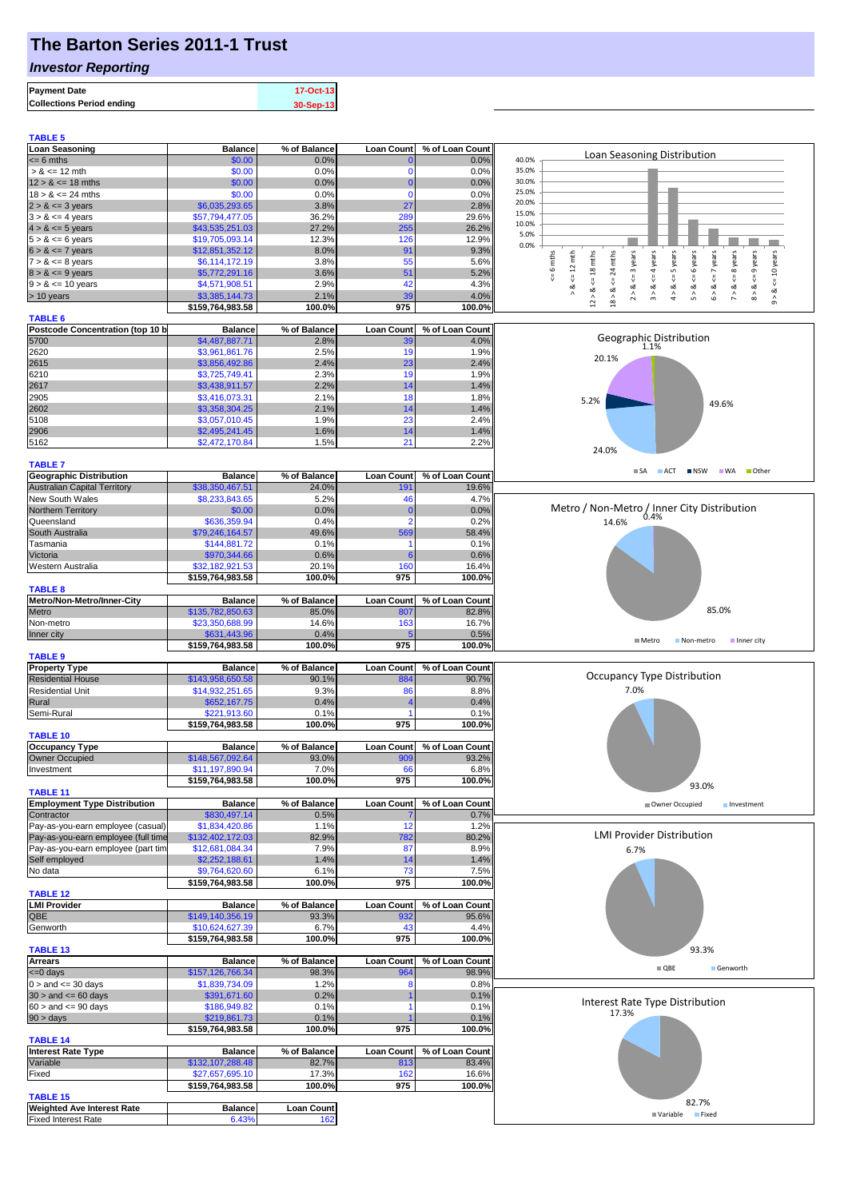# The Barton Series 2011-1 Trust

## *Investor Reporting*

| | |
|---|---|
| **Payment Date** | **17-Oct-13** |
| **Collections Period ending** | **30-Sep-13** |

**TABLE 5**

| Loan Seasoning | Balance | % of Balance | Loan Count | % of Loan Count |
|---|---|---|---|---|
| <= 6 mths | $0.00 | 0.0% | 0 | 0.0% |
| > & <= 12 mth | $0.00 | 0.0% | 0 | 0.0% |
| 12 > & <= 18 mths | $0.00 | 0.0% | 0 | 0.0% |
| 18 > & <= 24 mths | $0.00 | 0.0% | 0 | 0.0% |
| 2 > & <= 3 years | $6,035,293.65 | 3.8% | 27 | 2.8% |
| 3 > & <= 4 years | $57,794,477.05 | 36.2% | 289 | 29.6% |
| 4 > & <= 5 years | $43,535,251.03 | 27.2% | 255 | 26.2% |
| 5 > & <= 6 years | $19,705,093.14 | 12.3% | 126 | 12.9% |
| 6 > & <= 7 years | $12,851,352.12 | 8.0% | 91 | 9.3% |
| 7 > & <= 8 years | $6,114,172.19 | 3.8% | 55 | 5.6% |
| 8 > & <= 9 years | $5,772,291.16 | 3.6% | 51 | 5.2% |
| 9 > & <= 10 years | $4,571,908.51 | 2.9% | 42 | 4.3% |
| > 10 years | $3,385,144.73 | 2.1% | 39 | 4.0% |
| | $159,764,983.58 | 100.0% | 975 | 100.0% |

Loan Seasoning Distribution
40.0%
35.0%
30.0%
25.0%
20.0%
15.0%
10.0%
5.0%
0.0%
<= 6 mths
> & <= 12 mth
12 > & <= 18 mths
18 > & <= 24 mths
2 > & <= 3 years
3 > & <= 4 years
4 > & <= 5 years
5 > & <= 6 years
6 > & <= 7 years
7 > & <= 8 years
8 > & <= 9 years
9 > & <= 10 years

**TABLE 6**

| Postcode Concentration (top 10 by value) | Balance | % of Balance | Loan Count | % of Loan Count |
|---|---|---|---|---|
| 5700 | $4,487,887.71 | 2.8% | 39 | 4.0% |
| 2620 | $3,961,861.76 | 2.5% | 19 | 1.9% |
| 2615 | $3,856,492.86 | 2.4% | 23 | 2.4% |
| 6210 | $3,725,749.41 | 2.3% | 19 | 1.9% |
| 2617 | $3,438,911.57 | 2.2% | 14 | 1.4% |
| 2905 | $3,416,073.31 | 2.1% | 18 | 1.8% |
| 2602 | $3,358,304.25 | 2.1% | 14 | 1.4% |
| 5108 | $3,057,010.45 | 1.9% | 23 | 2.4% |
| 2906 | $2,495,241.45 | 1.6% | 14 | 1.4% |
| 5162 | $2,472,170.84 | 1.5% | 21 | 2.2% |

Geographic Distribution
1.1%
20.1%
5.2%
49.6%
24.0%
SA ACT NSW WA Other

**TABLE 7**

| Geographic Distribution | Balance | % of Balance | Loan Count | % of Loan Count |
|---|---|---|---|---|
| Australian Capital Territory | $38,350,467.51 | 24.0% | 191 | 19.6% |
| New South Wales | $8,233,843.65 | 5.2% | 46 | 4.7% |
| Northern Territory | $0.00 | 0.0% | 0 | 0.0% |
| Queensland | $636,359.94 | 0.4% | 2 | 0.2% |
| South Australia | $79,246,164.57 | 49.6% | 569 | 58.4% |
| Tasmania | $144,881.72 | 0.1% | 1 | 0.1% |
| Victoria | $970,344.66 | 0.6% | 6 | 0.6% |
| Western Australia | $32,182,921.53 | 20.1% | 160 | 16.4% |
| | $159,764,983.58 | 100.0% | 975 | 100.0% |

Metro / Non-Metro / Inner City Distribution
0.4%
14.6%
85.0%
Metro Non-metro Inner city

**TABLE 8**

| Metro/Non-Metro/Inner-City | Balance | % of Balance | Loan Count | % of Loan Count |
|---|---|---|---|---|
| Metro | $135,782,850.63 | 85.0% | 807 | 82.8% |
| Non-metro | $23,350,688.99 | 14.6% | 163 | 16.7% |
| Inner city | $631,443.96 | 0.4% | 5 | 0.5% |
| | $159,764,983.58 | 100.0% | 975 | 100.0% |

**TABLE 9**

| Property Type | Balance | % of Balance | Loan Count | % of Loan Count |
|---|---|---|---|---|
| Residential House | $143,958,650.58 | 90.1% | 884 | 90.7% |
| Residential Unit | $14,932,251.65 | 9.3% | 86 | 8.8% |
| Rural | $652,167.75 | 0.4% | 4 | 0.4% |
| Semi-Rural | $221,913.60 | 0.1% | 1 | 0.1% |
| | $159,764,983.58 | 100.0% | 975 | 100.0% |

Occupancy Type Distribution
7.0%
93.0%
Owner Occupied Investment

**TABLE 10**

| Occupancy Type | Balance | % of Balance | Loan Count | % of Loan Count |
|---|---|---|---|---|
| Owner Occupied | $148,567,092.64 | 93.0% | 909 | 93.2% |
| Investment | $11,197,890.94 | 7.0% | 66 | 6.8% |
| | $159,764,983.58 | 100.0% | 975 | 100.0% |

**TABLE 11**

| Employment Type Distribution | Balance | % of Balance | Loan Count | % of Loan Count |
|---|---|---|---|---|
| Contractor | $830,497.14 | 0.5% | 7 | 0.7% |
| Pay-as-you-earn employee (casual) | $1,834,420.86 | 1.1% | 12 | 1.2% |
| Pay-as-you-earn employee (full time) | $132,402,172.03 | 82.9% | 782 | 80.2% |
| Pay-as-you-earn employee (part time) | $12,681,084.34 | 7.9% | 87 | 8.9% |
| Self employed | $2,252,188.61 | 1.4% | 14 | 1.4% |
| No data | $9,764,620.60 | 6.1% | 73 | 7.5% |
| | $159,764,983.58 | 100.0% | 975 | 100.0% |

LMI Provider Distribution
6.7%
93.3%
QBE Genworth

**TABLE 12**

| LMI Provider | Balance | % of Balance | Loan Count | % of Loan Count |
|---|---|---|---|---|
| QBE | $149,140,356.19 | 93.3% | 932 | 95.6% |
| Genworth | $10,624,627.39 | 6.7% | 43 | 4.4% |
| | $159,764,983.58 | 100.0% | 975 | 100.0% |

**TABLE 13**

| Arrears | Balance | % of Balance | Loan Count | % of Loan Count |
|---|---|---|---|---|
| <=0 days | $157,126,766.34 | 98.3% | 964 | 98.9% |
| 0 > and <= 30 days | $1,839,734.09 | 1.2% | 8 | 0.8% |
| 30 > and <= 60 days | $391,671.60 | 0.2% | 1 | 0.1% |
| 60 > and <= 90 days | $186,949.82 | 0.1% | 1 | 0.1% |
| 90 > days | $219,861.73 | 0.1% | 1 | 0.1% |
| | $159,764,983.58 | 100.0% | 975 | 100.0% |

Interest Rate Type Distribution
17.3%
82.7%
Variable Fixed

**TABLE 14**

| Interest Rate Type | Balance | % of Balance | Loan Count | % of Loan Count |
|---|---|---|---|---|
| Variable | $132,107,288.48 | 82.7% | 813 | 83.4% |
| Fixed | $27,657,695.10 | 17.3% | 162 | 16.6% |
| | $159,764,983.58 | 100.0% | 975 | 100.0% |

**TABLE 15**

| Weighted Ave Interest Rate | Balance | Loan Count |
|---|---|---|
| Fixed Interest Rate | 6.43% | 162 |